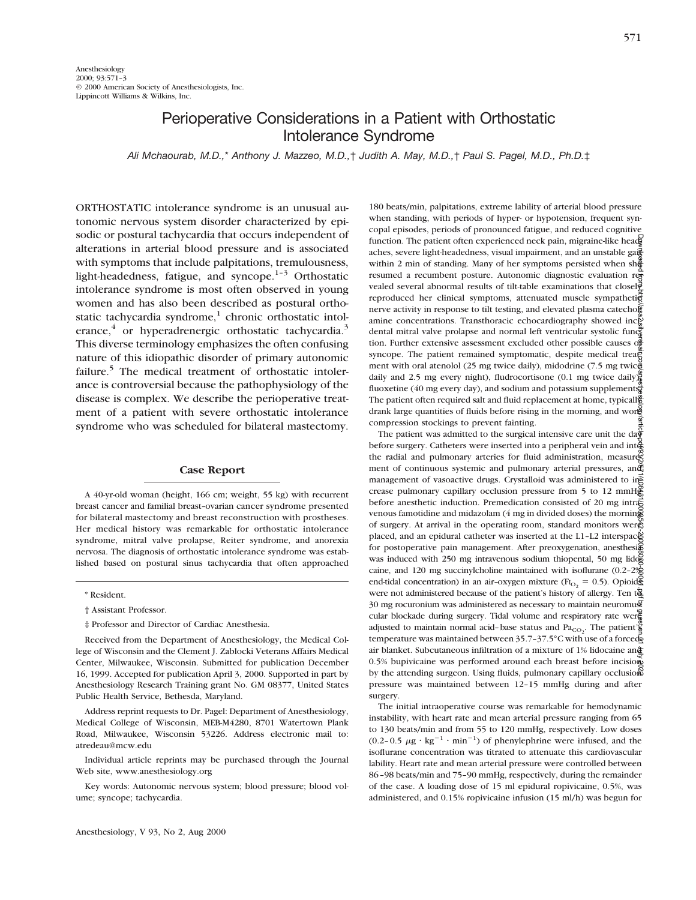# Perioperative Considerations in a Patient with Orthostatic Intolerance Syndrome

*Ali Mchaourab, M.D.,\* Anthony J. Mazzeo, M.D.,† Judith A. May, M.D.,† Paul S. Pagel, M.D., Ph.D.‡*

ORTHOSTATIC intolerance syndrome is an unusual autonomic nervous system disorder characterized by episodic or postural tachycardia that occurs independent of alterations in arterial blood pressure and is associated with symptoms that include palpitations, tremulousness, light-headedness, fatigue, and syncope.[1–3] Orthostatic intolerance syndrome is most often observed in young women and has also been described as postural orthostatic tachycardia syndrome,[1] chronic orthostatic intolerance,[4] or hyperadrenergic orthostatic tachycardia.[3] This diverse terminology emphasizes the often confusing nature of this idiopathic disorder of primary autonomic failure.[5] The medical treatment of orthostatic intolerance is controversial because the pathophysiology of the disease is complex. We describe the perioperative treatment of a patient with severe orthostatic intolerance syndrome who was scheduled for bilateral mastectomy.

## Case Report

A 40-yr-old woman (height, 166 cm; weight, 55 kg) with recurrent breast cancer and familial breast–ovarian cancer syndrome presented for bilateral mastectomy and breast reconstruction with prostheses. Her medical history was remarkable for orthostatic intolerance syndrome, mitral valve prolapse, Reiter syndrome, and anorexia nervosa. The diagnosis of orthostatic intolerance syndrome was established based on postural sinus tachycardia that often approached 180 beats/min, palpitations, extreme lability of arterial blood pressure when standing, with periods of hyper- or hypotension, frequent syncopal episodes, periods of pronounced fatigue, and reduced cognitive function. The patient often experienced neck pain, migraine-like headaches, severe light-headedness, visual impairment, and an unstable gait within 2 min of standing. Many of her symptoms persisted when she resumed a recumbent posture. Autonomic diagnostic evaluation revealed several abnormal results of tilt-table examinations that closely reproduced her clinical symptoms, attenuated muscle sympathetic nerve activity in response to tilt testing, and elevated plasma catecholamine concentrations. Transthoracic echocardiography showed incidental mitral valve prolapse and normal left ventricular systolic function. Further extensive assessment excluded other possible causes of syncope. The patient remained symptomatic, despite medical treatment with oral atenolol (25 mg twice daily), midodrine (7.5 mg twice daily and 2.5 mg every night), fludrocortisone (0.1 mg twice daily), fluoxetine (40 mg every day), and sodium and potassium supplements. The patient often required salt and fluid replacement at home, typically drank large quantities of fluids before rising in the morning, and wore compression stockings to prevent fainting.

The patient was admitted to the surgical intensive care unit the day before surgery. Catheters were inserted into a peripheral vein and into the radial and pulmonary arteries for fluid administration, measurement of continuous systemic and pulmonary arterial pressures, and management of vasoactive drugs. Crystalloid was administered to increase pulmonary capillary occlusion pressure from 5 to 12 mmHg before anesthetic induction. Premedication consisted of 20 mg intravenous famotidine and midazolam (4 mg in divided doses) the morning of surgery. At arrival in the operating room, standard monitors were placed, and an epidural catheter was inserted at the L1–L2 interspace for postoperative pain management. After preoxygenation, anesthesia was induced with 250 mg intravenous sodium thiopental, 50 mg lidocaine, and 120 mg succinylcholine maintained with isoflurane (0.2–2% end-tidal concentration) in an air–oxygen mixture ($F_{I_{O_2}} = 0.5$). Opioids were not administered because of the patient's history of allergy. Ten to 30 mg rocuronium was administered as necessary to maintain neuromuscular blockade during surgery. Tidal volume and respiratory rate were adjusted to maintain normal acid–base status and $Pa_{CO_2}$. The patient's temperature was maintained between 35.7–37.5°C with use of a forced-air blanket. Subcutaneous infiltration of a mixture of 1% lidocaine and 0.5% bupivacaine was performed around each breast before incision by the attending surgeon. Using fluids, pulmonary capillary occlusion pressure was maintained between 12–15 mmHg during and after surgery.

The initial intraoperative course was remarkable for hemodynamic instability, with heart rate and mean arterial pressure ranging from 65 to 130 beats/min and from 55 to 120 mmHg, respectively. Low doses ($0.2–0.5\ \mu g \cdot kg^{-1} \cdot min^{-1}$) of phenylephrine were infused, and the isoflurane concentration was titrated to attenuate this cardiovascular lability. Heart rate and mean arterial pressure were controlled between 86–98 beats/min and 75–90 mmHg, respectively, during the remainder of the case. A loading dose of 15 ml epidural ropivicaine, 0.5%, was administered, and 0.15% ropivicaine infusion (15 ml/h) was begun for

---

\* Resident.

† Assistant Professor.

‡ Professor and Director of Cardiac Anesthesia.

Received from the Department of Anesthesiology, the Medical College of Wisconsin and the Clement J. Zablocki Veterans Affairs Medical Center, Milwaukee, Wisconsin. Submitted for publication December 16, 1999. Accepted for publication April 3, 2000. Supported in part by Anesthesiology Research Training grant No. GM 08377, United States Public Health Service, Bethesda, Maryland.

Address reprint requests to Dr. Pagel: Department of Anesthesiology, Medical College of Wisconsin, MEB-M4280, 8701 Watertown Plank Road, Milwaukee, Wisconsin 53226. Address electronic mail to: atredeau@mcw.edu

Individual article reprints may be purchased through the Journal Web site, www.anesthesiology.org

Key words: Autonomic nervous system; blood pressure; blood volume; syncope; tachycardia.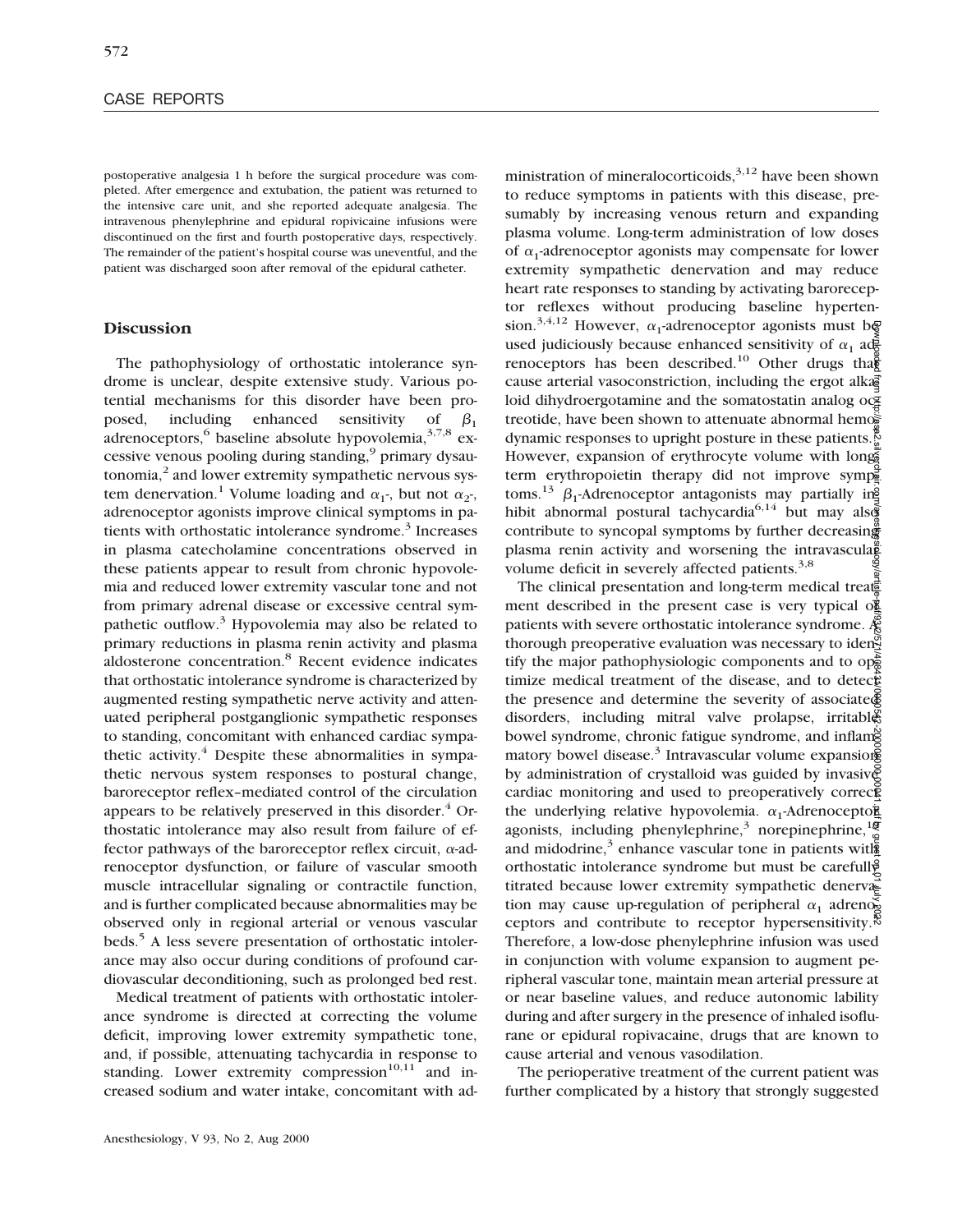postoperative analgesia 1 h before the surgical procedure was completed. After emergence and extubation, the patient was returned to the intensive care unit, and she reported adequate analgesia. The intravenous phenylephrine and epidural ropivicaine infusions were discontinued on the first and fourth postoperative days, respectively. The remainder of the patient's hospital course was uneventful, and the patient was discharged soon after removal of the epidural catheter.

## Discussion

The pathophysiology of orthostatic intolerance syndrome is unclear, despite extensive study. Various potential mechanisms for this disorder have been proposed, including enhanced sensitivity of $\beta_1$ adrenoceptors,[6] baseline absolute hypovolemia,[3,7,8] excessive venous pooling during standing,[9] primary dysautonomia,[2] and lower extremity sympathetic nervous system denervation.[1] Volume loading and $\alpha_1$-, but not $\alpha_2$-, adrenoceptor agonists improve clinical symptoms in patients with orthostatic intolerance syndrome.[3] Increases in plasma catecholamine concentrations observed in these patients appear to result from chronic hypovolemia and reduced lower extremity vascular tone and not from primary adrenal disease or excessive central sympathetic outflow.[3] Hypovolemia may also be related to primary reductions in plasma renin activity and plasma aldosterone concentration.[8] Recent evidence indicates that orthostatic intolerance syndrome is characterized by augmented resting sympathetic nerve activity and attenuated peripheral postganglionic sympathetic responses to standing, concomitant with enhanced cardiac sympathetic activity.[4] Despite these abnormalities in sympathetic nervous system responses to postural change, baroreceptor reflex–mediated control of the circulation appears to be relatively preserved in this disorder.[4] Orthostatic intolerance may also result from failure of effector pathways of the baroreceptor reflex circuit, $\alpha$-adrenoceptor dysfunction, or failure of vascular smooth muscle intracellular signaling or contractile function, and is further complicated because abnormalities may be observed only in regional arterial or venous vascular beds.[5] A less severe presentation of orthostatic intolerance may also occur during conditions of profound cardiovascular deconditioning, such as prolonged bed rest.

Medical treatment of patients with orthostatic intolerance syndrome is directed at correcting the volume deficit, improving lower extremity sympathetic tone, and, if possible, attenuating tachycardia in response to standing. Lower extremity compression[10,11] and increased sodium and water intake, concomitant with administration of mineralocorticoids,[3,12] have been shown to reduce symptoms in patients with this disease, presumably by increasing venous return and expanding plasma volume. Long-term administration of low doses of $\alpha_1$-adrenoceptor agonists may compensate for lower extremity sympathetic denervation and may reduce heart rate responses to standing by activating baroreceptor reflexes without producing baseline hypertension.[3,4,12] However, $\alpha_1$-adrenoceptor agonists must be used judiciously because enhanced sensitivity of $\alpha_1$ adrenoceptors has been described.[10] Other drugs that cause arterial vasoconstriction, including the ergot alkaloid dihydroergotamine and the somatostatin analog octreotide, have been shown to attenuate abnormal hemodynamic responses to upright posture in these patients.[2] However, expansion of erythrocyte volume with long-term erythropoietin therapy did not improve symptoms.[13] $\beta_1$-Adrenoceptor antagonists may partially inhibit abnormal postural tachycardia[6,14] but may also contribute to syncopal symptoms by further decreasing plasma renin activity and worsening the intravascular volume deficit in severely affected patients.[3,8]

The clinical presentation and long-term medical treatment described in the present case is very typical of patients with severe orthostatic intolerance syndrome. A thorough preoperative evaluation was necessary to identify the major pathophysiologic components and to optimize medical treatment of the disease, and to detect the presence and determine the severity of associated disorders, including mitral valve prolapse, irritable bowel syndrome, chronic fatigue syndrome, and inflammatory bowel disease.[3] Intravascular volume expansion by administration of crystalloid was guided by invasive cardiac monitoring and used to preoperatively correct the underlying relative hypovolemia. $\alpha_1$-Adrenoceptor agonists, including phenylephrine,[3] norepinephrine,[10] and midodrine,[3] enhance vascular tone in patients with orthostatic intolerance syndrome but must be carefully titrated because lower extremity sympathetic denervation may cause up-regulation of peripheral $\alpha_1$ adrenoceptors and contribute to receptor hypersensitivity.[2] Therefore, a low-dose phenylephrine infusion was used in conjunction with volume expansion to augment peripheral vascular tone, maintain mean arterial pressure at or near baseline values, and reduce autonomic lability during and after surgery in the presence of inhaled isoflurane or epidural ropivacaine, drugs that are known to cause arterial and venous vasodilation.

The perioperative treatment of the current patient was further complicated by a history that strongly suggested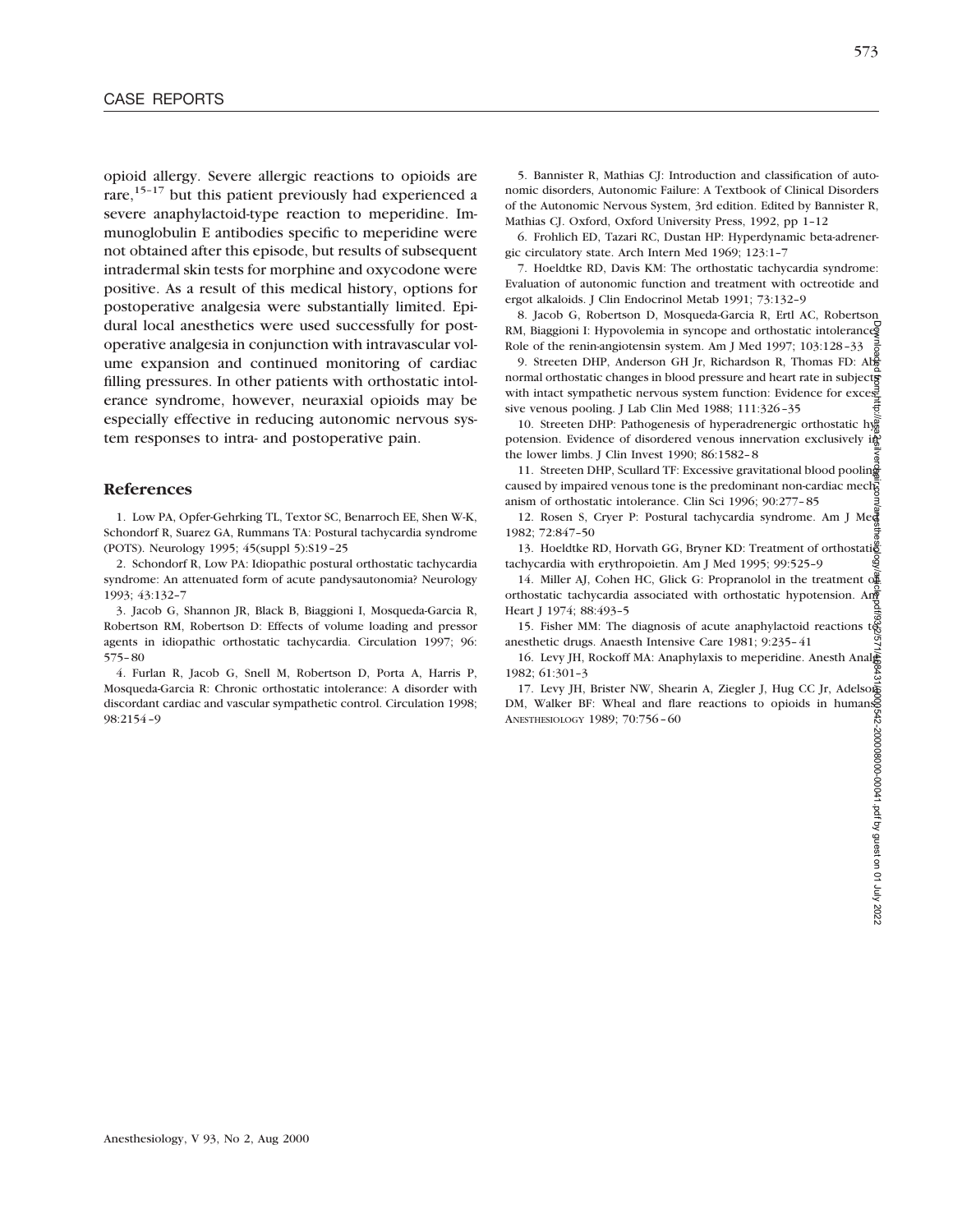opioid allergy. Severe allergic reactions to opioids are rare,[15–17] but this patient previously had experienced a severe anaphylactoid-type reaction to meperidine. Immunoglobulin E antibodies specific to meperidine were not obtained after this episode, but results of subsequent intradermal skin tests for morphine and oxycodone were positive. As a result of this medical history, options for postoperative analgesia were substantially limited. Epidural local anesthetics were used successfully for postoperative analgesia in conjunction with intravascular volume expansion and continued monitoring of cardiac filling pressures. In other patients with orthostatic intolerance syndrome, however, neuraxial opioids may be especially effective in reducing autonomic nervous system responses to intra- and postoperative pain.

## References

1. Low PA, Opfer-Gehrking TL, Textor SC, Benarroch EE, Shen W-K, Schondorf R, Suarez GA, Rummans TA: Postural tachycardia syndrome (POTS). Neurology 1995; 45(suppl 5):S19–25
2. Schondorf R, Low PA: Idiopathic postural orthostatic tachycardia syndrome: An attenuated form of acute pandysautonomia? Neurology 1993; 43:132–7
3. Jacob G, Shannon JR, Black B, Biaggioni I, Mosqueda-Garcia R, Robertson RM, Robertson D: Effects of volume loading and pressor agents in idiopathic orthostatic tachycardia. Circulation 1997; 96: 575–80
4. Furlan R, Jacob G, Snell M, Robertson D, Porta A, Harris P, Mosqueda-Garcia R: Chronic orthostatic intolerance: A disorder with discordant cardiac and vascular sympathetic control. Circulation 1998; 98:2154–9
5. Bannister R, Mathias CJ: Introduction and classification of autonomic disorders, Autonomic Failure: A Textbook of Clinical Disorders of the Autonomic Nervous System, 3rd edition. Edited by Bannister R, Mathias CJ. Oxford, Oxford University Press, 1992, pp 1–12
6. Frohlich ED, Tazari RC, Dustan HP: Hyperdynamic beta-adrenergic circulatory state. Arch Intern Med 1969; 123:1–7
7. Hoeldtke RD, Davis KM: The orthostatic tachycardia syndrome: Evaluation of autonomic function and treatment with octreotide and ergot alkaloids. J Clin Endocrinol Metab 1991; 73:132–9
8. Jacob G, Robertson D, Mosqueda-Garcia R, Ertl AC, Robertson RM, Biaggioni I: Hypovolemia in syncope and orthostatic intolerance: Role of the renin-angiotensin system. Am J Med 1997; 103:128–33
9. Streeten DHP, Anderson GH Jr, Richardson R, Thomas FD: Abnormal orthostatic changes in blood pressure and heart rate in subjects with intact sympathetic nervous system function: Evidence for excessive venous pooling. J Lab Clin Med 1988; 111:326–35
10. Streeten DHP: Pathogenesis of hyperadrenergic orthostatic hypotension. Evidence of disordered venous innervation exclusively in the lower limbs. J Clin Invest 1990; 86:1582–8
11. Streeten DHP, Scullard TF: Excessive gravitational blood pooling caused by impaired venous tone is the predominant non-cardiac mechanism of orthostatic intolerance. Clin Sci 1996; 90:277–85
12. Rosen S, Cryer P: Postural tachycardia syndrome. Am J Med 1982; 72:847–50
13. Hoeldtke RD, Horvath GG, Bryner KD: Treatment of orthostatic tachycardia with erythropoietin. Am J Med 1995; 99:525–9
14. Miller AJ, Cohen HC, Glick G: Propranolol in the treatment of orthostatic tachycardia associated with orthostatic hypotension. Am Heart J 1974; 88:493–5
15. Fisher MM: The diagnosis of acute anaphylactoid reactions to anesthetic drugs. Anaesth Intensive Care 1981; 9:235–41
16. Levy JH, Rockoff MA: Anaphylaxis to meperidine. Anesth Analg 1982; 61:301–3
17. Levy JH, Brister NW, Shearin A, Ziegler J, Hug CC Jr, Adelson DM, Walker BF: Wheal and flare reactions to opioids in humans. ANESTHESIOLOGY 1989; 70:756–60